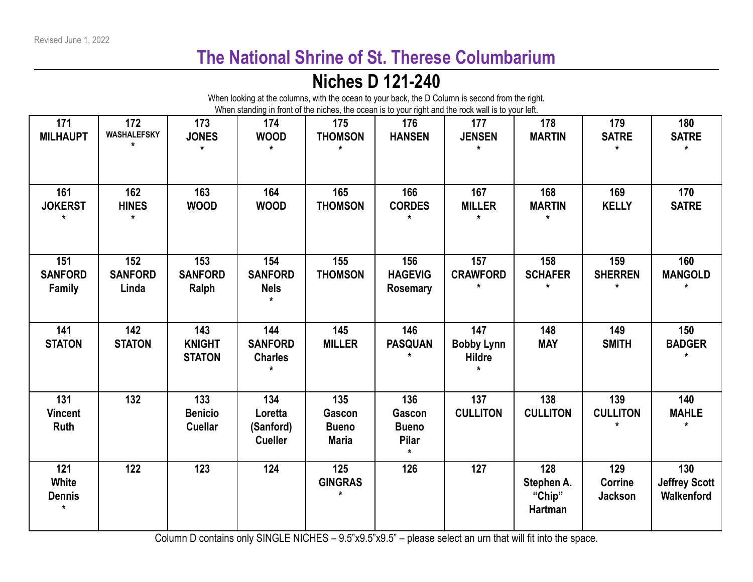Revised June 1, 2022

# The National Shrine of St. Therese Columbarium

## Niches D 121-240

When looking at the columns, with the ocean to your back, the D Column is second from the right.
When standing in front of the niches, the ocean is to your right and the rock wall is to your left.

| | | | | | | | | | |
|---|---|---|---|---|---|---|---|---|---|
| 171 MILHAUPT | 172 WASHALEFSKY * | 173 JONES * | 174 WOOD * | 175 THOMSON * | 176 HANSEN | 177 JENSEN * | 178 MARTIN | 179 SATRE * | 180 SATRE * |
| 161 JOKERST * | 162 HINES * | 163 WOOD | 164 WOOD | 165 THOMSON | 166 CORDES * | 167 MILLER * | 168 MARTIN * | 169 KELLY | 170 SATRE |
| 151 SANFORD Family | 152 SANFORD Linda | 153 SANFORD Ralph | 154 SANFORD Nels * | 155 THOMSON | 156 HAGEVIG Rosemary | 157 CRAWFORD * | 158 SCHAFER * | 159 SHERREN * | 160 MANGOLD * |
| 141 STATON | 142 STATON | 143 KNIGHT STATON | 144 SANFORD Charles * | 145 MILLER | 146 PASQUAN * | 147 Bobby Lynn Hildre * | 148 MAY | 149 SMITH | 150 BADGER * |
| 131 Vincent Ruth | 132 | 133 Benicio Cuellar | 134 Loretta (Sanford) Cueller | 135 Gascon Bueno Maria | 136 Gascon Bueno Pilar * | 137 CULLITON | 138 CULLITON | 139 CULLITON * | 140 MAHLE * |
| 121 White Dennis * | 122 | 123 | 124 | 125 GINGRAS * | 126 | 127 | 128 Stephen A. "Chip" Hartman | 129 Corrine Jackson | 130 Jeffrey Scott Walkenford |

Column D contains only SINGLE NICHES – 9.5"x9.5"x9.5" – please select an urn that will fit into the space.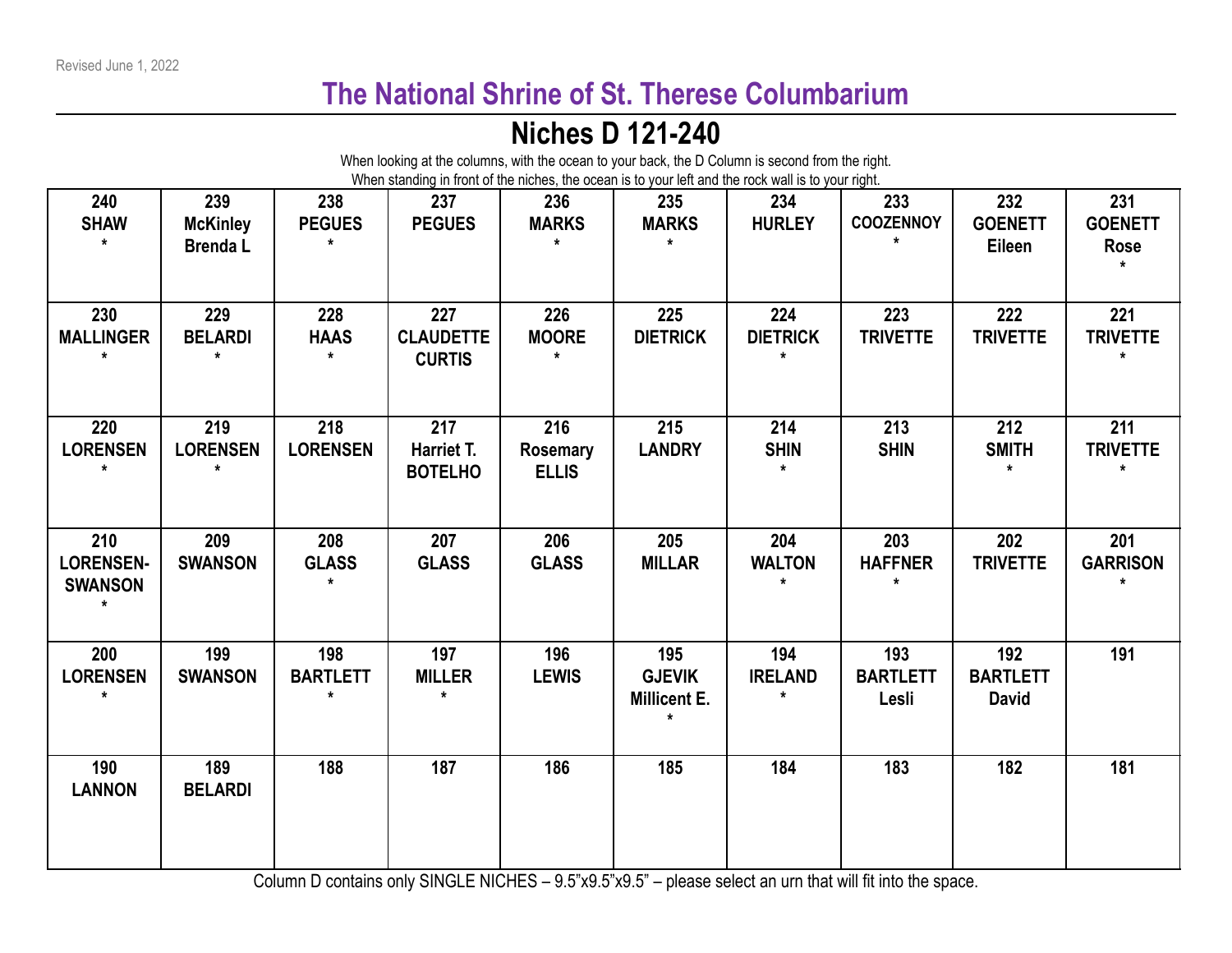Revised June 1, 2022

# The National Shrine of St. Therese Columbarium

## Niches D 121-240

When looking at the columns, with the ocean to your back, the D Column is second from the right.
When standing in front of the niches, the ocean is to your left and the rock wall is to your right.

| | | | | | | | | | |
|---|---|---|---|---|---|---|---|---|---|
| **240 SHAW *** | **239 McKinley Brenda L** | **238 PEGUES *** | **237 PEGUES** | **236 MARKS *** | **235 MARKS *** | **234 HURLEY** | **233 COOZENNOY *** | **232 GOENETT Eileen** | **231 GOENETT Rose *** |
| **230 MALLINGER *** | **229 BELARDI *** | **228 HAAS *** | **227 CLAUDETTE CURTIS** | **226 MOORE *** | **225 DIETRICK** | **224 DIETRICK *** | **223 TRIVETTE** | **222 TRIVETTE** | **221 TRIVETTE *** |
| **220 LORENSEN *** | **219 LORENSEN *** | **218 LORENSEN** | **217 Harriet T. BOTELHO** | **216 Rosemary ELLIS** | **215 LANDRY** | **214 SHIN *** | **213 SHIN** | **212 SMITH *** | **211 TRIVETTE *** |
| **210 LORENSEN-SWANSON *** | **209 SWANSON** | **208 GLASS *** | **207 GLASS** | **206 GLASS** | **205 MILLAR** | **204 WALTON *** | **203 HAFFNER *** | **202 TRIVETTE** | **201 GARRISON *** |
| **200 LORENSEN *** | **199 SWANSON** | **198 BARTLETT *** | **197 MILLER *** | **196 LEWIS** | **195 GJEVIK Millicent E. *** | **194 IRELAND *** | **193 BARTLETT Lesli** | **192 BARTLETT David** | **191** |
| **190 LANNON** | **189 BELARDI** | **188** | **187** | **186** | **185** | **184** | **183** | **182** | **181** |

Column D contains only SINGLE NICHES – 9.5”x9.5”x9.5” – please select an urn that will fit into the space.